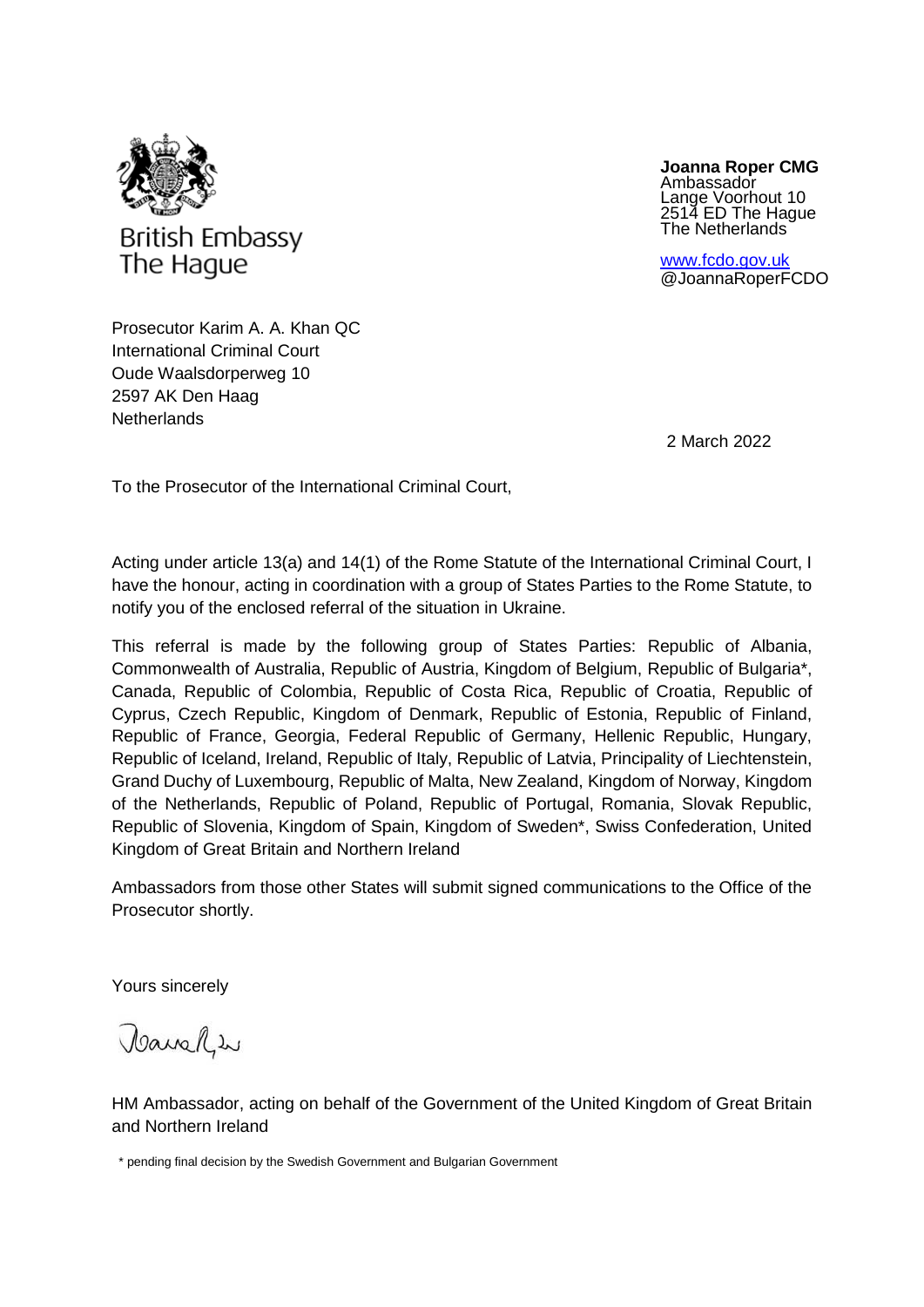British Embassy
The Hague

**Joanna Roper CMG**
Ambassador
Lange Voorhout 10
2514 ED The Hague
The Netherlands

www.fcdo.gov.uk
@JoannaRoperFCDO

Prosecutor Karim A. A. Khan QC
International Criminal Court
Oude Waalsdorperweg 10
2597 AK Den Haag
Netherlands

2 March 2022

To the Prosecutor of the International Criminal Court,

Acting under article 13(a) and 14(1) of the Rome Statute of the International Criminal Court, I have the honour, acting in coordination with a group of States Parties to the Rome Statute, to notify you of the enclosed referral of the situation in Ukraine.

This referral is made by the following group of States Parties: Republic of Albania, Commonwealth of Australia, Republic of Austria, Kingdom of Belgium, Republic of Bulgaria*, Canada, Republic of Colombia, Republic of Costa Rica, Republic of Croatia, Republic of Cyprus, Czech Republic, Kingdom of Denmark, Republic of Estonia, Republic of Finland, Republic of France, Georgia, Federal Republic of Germany, Hellenic Republic, Hungary, Republic of Iceland, Ireland, Republic of Italy, Republic of Latvia, Principality of Liechtenstein, Grand Duchy of Luxembourg, Republic of Malta, New Zealand, Kingdom of Norway, Kingdom of the Netherlands, Republic of Poland, Republic of Portugal, Romania, Slovak Republic, Republic of Slovenia, Kingdom of Spain, Kingdom of Sweden*, Swiss Confederation, United Kingdom of Great Britain and Northern Ireland

Ambassadors from those other States will submit signed communications to the Office of the Prosecutor shortly.

Yours sincerely

HM Ambassador, acting on behalf of the Government of the United Kingdom of Great Britain and Northern Ireland

\* pending final decision by the Swedish Government and Bulgarian Government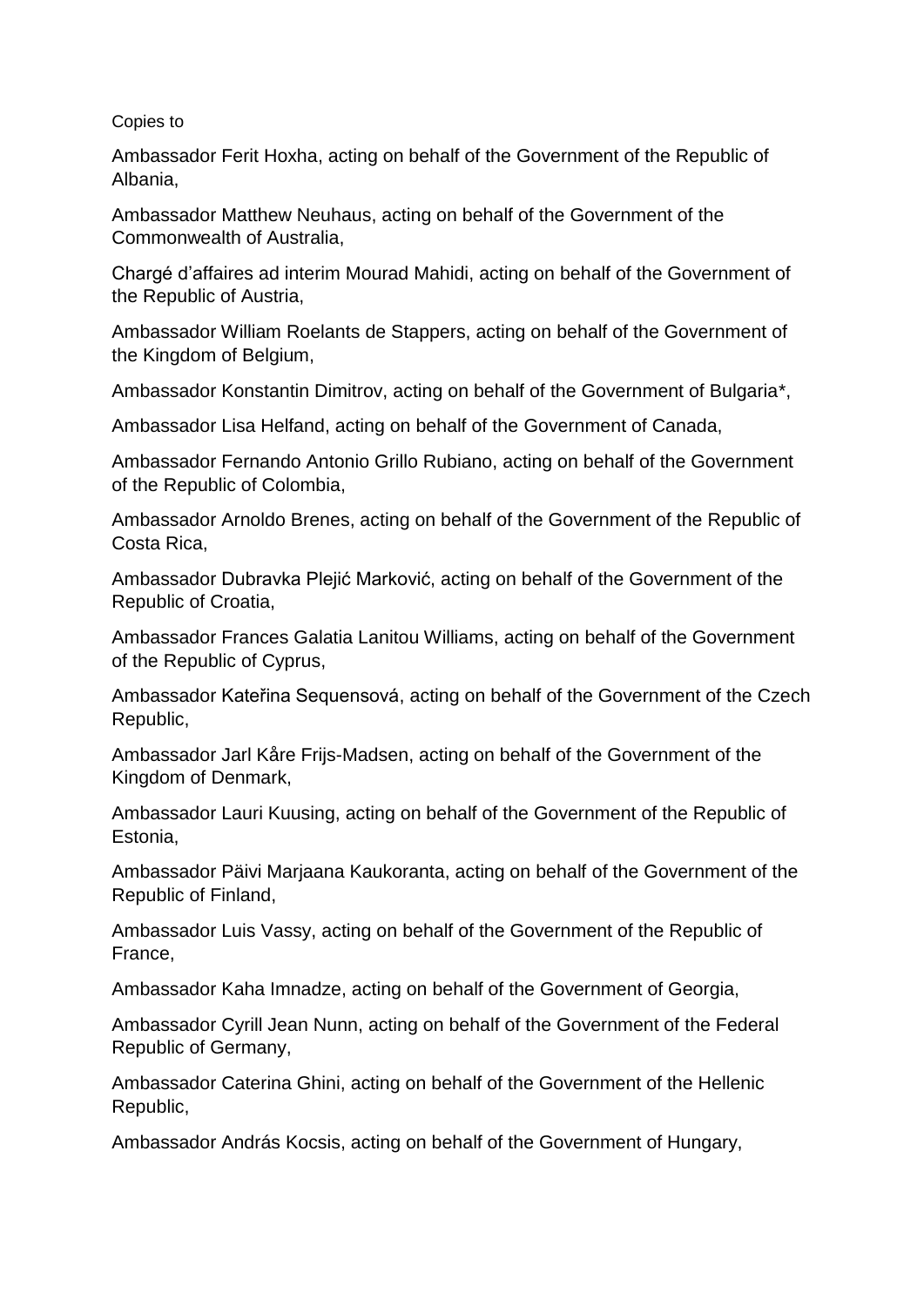Copies to

Ambassador Ferit Hoxha, acting on behalf of the Government of the Republic of Albania,

Ambassador Matthew Neuhaus, acting on behalf of the Government of the Commonwealth of Australia,

Chargé d'affaires ad interim Mourad Mahidi, acting on behalf of the Government of the Republic of Austria,

Ambassador William Roelants de Stappers, acting on behalf of the Government of the Kingdom of Belgium,

Ambassador Konstantin Dimitrov, acting on behalf of the Government of Bulgaria*,

Ambassador Lisa Helfand, acting on behalf of the Government of Canada,

Ambassador Fernando Antonio Grillo Rubiano, acting on behalf of the Government of the Republic of Colombia,

Ambassador Arnoldo Brenes, acting on behalf of the Government of the Republic of Costa Rica,

Ambassador Dubravka Plejić Marković, acting on behalf of the Government of the Republic of Croatia,

Ambassador Frances Galatia Lanitou Williams, acting on behalf of the Government of the Republic of Cyprus,

Ambassador Kateřina Sequensová, acting on behalf of the Government of the Czech Republic,

Ambassador Jarl Kåre Frijs-Madsen, acting on behalf of the Government of the Kingdom of Denmark,

Ambassador Lauri Kuusing, acting on behalf of the Government of the Republic of Estonia,

Ambassador Päivi Marjaana Kaukoranta, acting on behalf of the Government of the Republic of Finland,

Ambassador Luis Vassy, acting on behalf of the Government of the Republic of France,

Ambassador Kaha Imnadze, acting on behalf of the Government of Georgia,

Ambassador Cyrill Jean Nunn, acting on behalf of the Government of the Federal Republic of Germany,

Ambassador Caterina Ghini, acting on behalf of the Government of the Hellenic Republic,

Ambassador András Kocsis, acting on behalf of the Government of Hungary,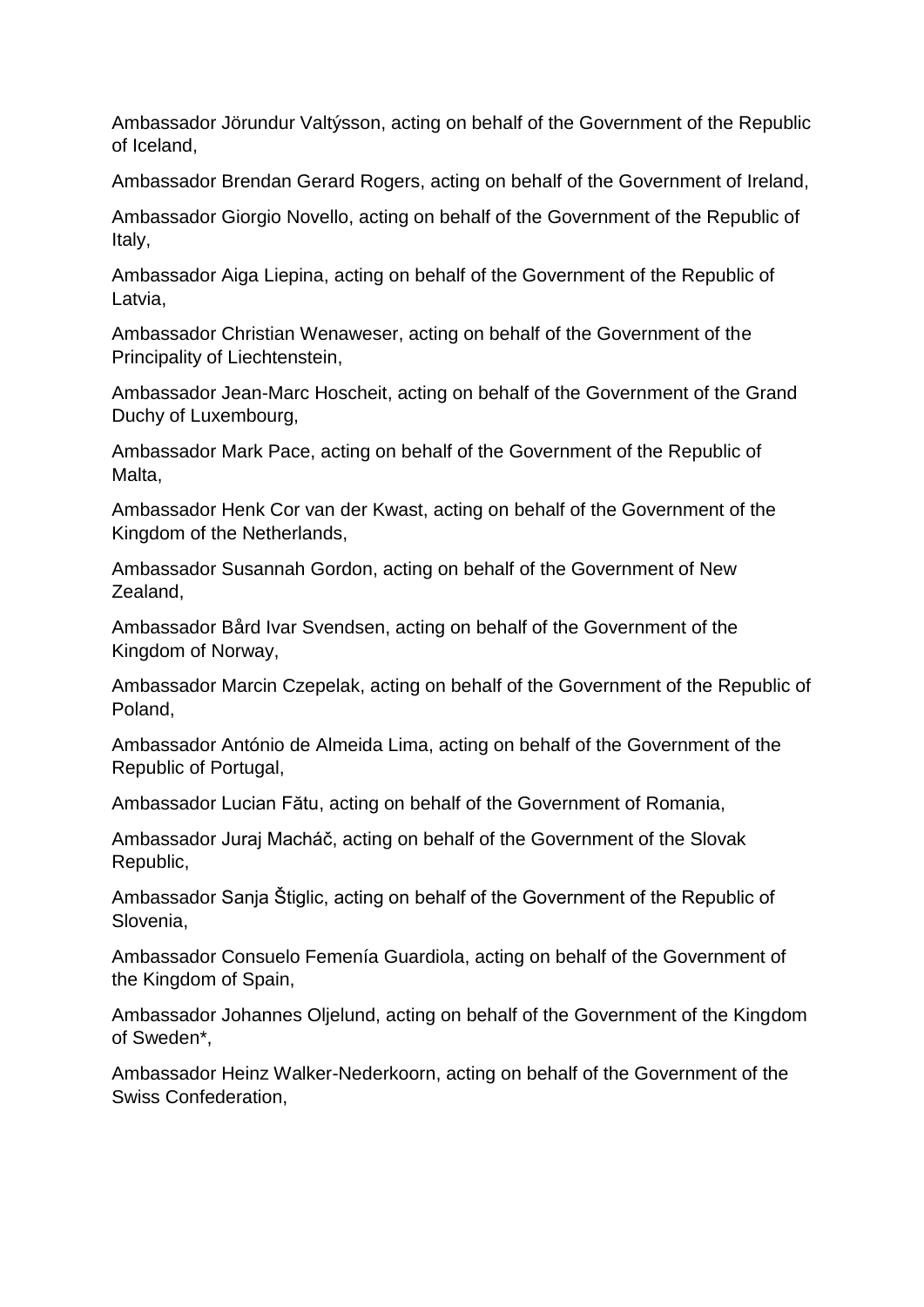Ambassador Jörundur Valtýsson, acting on behalf of the Government of the Republic of Iceland,

Ambassador Brendan Gerard Rogers, acting on behalf of the Government of Ireland,

Ambassador Giorgio Novello, acting on behalf of the Government of the Republic of Italy,

Ambassador Aiga Liepina, acting on behalf of the Government of the Republic of Latvia,

Ambassador Christian Wenaweser, acting on behalf of the Government of the Principality of Liechtenstein,

Ambassador Jean-Marc Hoscheit, acting on behalf of the Government of the Grand Duchy of Luxembourg,

Ambassador Mark Pace, acting on behalf of the Government of the Republic of Malta,

Ambassador Henk Cor van der Kwast, acting on behalf of the Government of the Kingdom of the Netherlands,

Ambassador Susannah Gordon, acting on behalf of the Government of New Zealand,

Ambassador Bård Ivar Svendsen, acting on behalf of the Government of the Kingdom of Norway,

Ambassador Marcin Czepelak, acting on behalf of the Government of the Republic of Poland,

Ambassador António de Almeida Lima, acting on behalf of the Government of the Republic of Portugal,

Ambassador Lucian Fătu, acting on behalf of the Government of Romania,

Ambassador Juraj Macháč, acting on behalf of the Government of the Slovak Republic,

Ambassador Sanja Štiglic, acting on behalf of the Government of the Republic of Slovenia,

Ambassador Consuelo Femenía Guardiola, acting on behalf of the Government of the Kingdom of Spain,

Ambassador Johannes Oljelund, acting on behalf of the Government of the Kingdom of Sweden*,

Ambassador Heinz Walker-Nederkoorn, acting on behalf of the Government of the Swiss Confederation,